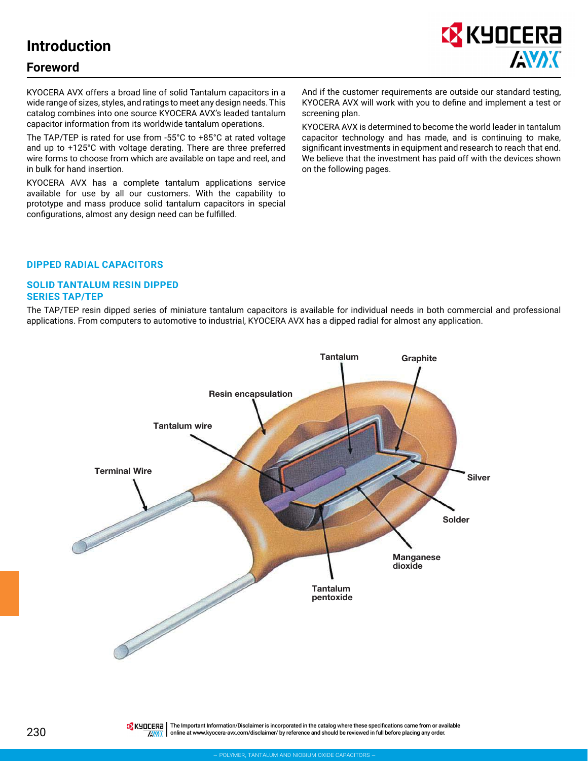# Introduction

## Foreword

KYOCERA AVX offers a broad line of solid Tantalum capacitors in a wide range of sizes, styles, and ratings to meet any design needs. This catalog combines into one source KYOCERA AVX's leaded tantalum capacitor information from its worldwide tantalum operations.

The TAP/TEP is rated for use from -55°C to +85°C at rated voltage and up to +125°C with voltage derating. There are three preferred wire forms to choose from which are available on tape and reel, and in bulk for hand insertion.

KYOCERA AVX has a complete tantalum applications service available for use by all our customers. With the capability to prototype and mass produce solid tantalum capacitors in special configurations, almost any design need can be fulfilled.

And if the customer requirements are outside our standard testing, KYOCERA AVX will work with you to define and implement a test or screening plan.

KYOCERA AVX is determined to become the world leader in tantalum capacitor technology and has made, and is continuing to make, significant investments in equipment and research to reach that end. We believe that the investment has paid off with the devices shown on the following pages.

### DIPPED RADIAL CAPACITORS

### SOLID TANTALUM RESIN DIPPED SERIES TAP/TEP

The TAP/TEP resin dipped series of miniature tantalum capacitors is available for individual needs in both commercial and professional applications. From computers to automotive to industrial, KYOCERA AVX has a dipped radial for almost any application.

Tantalum
Graphite
Resin encapsulation
Tantalum wire
Terminal Wire
Silver
Solder
Manganese dioxide
Tantalum pentoxide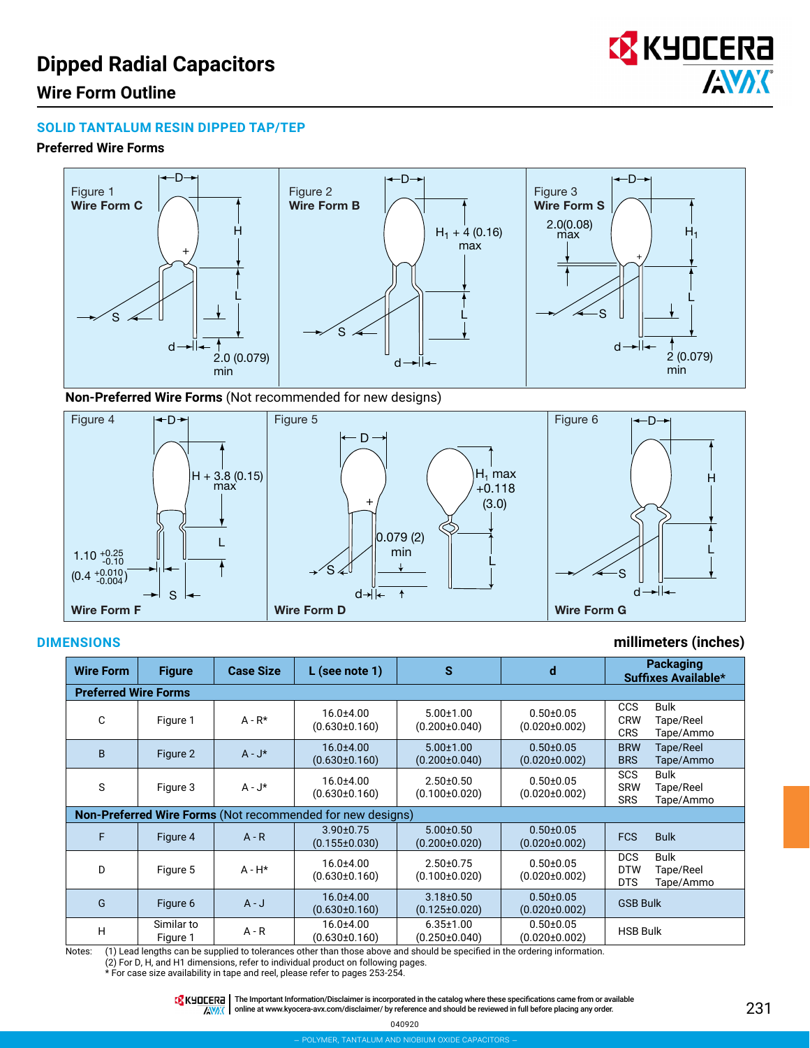# Dipped Radial Capacitors

## Wire Form Outline

### SOLID TANTALUM RESIN DIPPED TAP/TEP

**Preferred Wire Forms**

Figure 1 **Wire Form C**

Figure 2 **Wire Form B**

Figure 3 **Wire Form S**

**Non-Preferred Wire Forms** (Not recommended for new designs)

Figure 4 **Wire Form F**

Figure 5 **Wire Form D**

Figure 6 **Wire Form G**

### DIMENSIONS

**millimeters (inches)**

| Wire Form | Figure | Case Size | L (see note 1) | S | d | Packaging Suffixes Available* |
|---|---|---|---|---|---|---|
| **Preferred Wire Forms** | | | | | | |
| C | Figure 1 | A - R* | 16.0±4.00 (0.630±0.160) | 5.00±1.00 (0.200±0.040) | 0.50±0.05 (0.020±0.002) | CCS Bulk<br>CRW Tape/Reel<br>CRS Tape/Ammo |
| B | Figure 2 | A - J* | 16.0±4.00 (0.630±0.160) | 5.00±1.00 (0.200±0.040) | 0.50±0.05 (0.020±0.002) | BRW Tape/Reel<br>BRS Tape/Ammo |
| S | Figure 3 | A - J* | 16.0±4.00 (0.630±0.160) | 2.50±0.50 (0.100±0.020) | 0.50±0.05 (0.020±0.002) | SCS Bulk<br>SRW Tape/Reel<br>SRS Tape/Ammo |
| **Non-Preferred Wire Forms** (Not recommended for new designs) | | | | | | |
| F | Figure 4 | A - R | 3.90±0.75 (0.155±0.030) | 5.00±0.50 (0.200±0.020) | 0.50±0.05 (0.020±0.002) | FCS Bulk |
| D | Figure 5 | A - H* | 16.0±4.00 (0.630±0.160) | 2.50±0.75 (0.100±0.020) | 0.50±0.05 (0.020±0.002) | DCS Bulk<br>DTW Tape/Reel<br>DTS Tape/Ammo |
| G | Figure 6 | A - J | 16.0±4.00 (0.630±0.160) | 3.18±0.50 (0.125±0.020) | 0.50±0.05 (0.020±0.002) | GSB Bulk |
| H | Similar to Figure 1 | A - R | 16.0±4.00 (0.630±0.160) | 6.35±1.00 (0.250±0.040) | 0.50±0.05 (0.020±0.002) | HSB Bulk |

Notes: (1) Lead lengths can be supplied to tolerances other than those above and should be specified in the ordering information.
(2) For D, H, and H1 dimensions, refer to individual product on following pages.
* For case size availability in tape and reel, please refer to pages 253-254.

The Important Information/Disclaimer is incorporated in the catalog where these specifications came from or available online at www.kyocera-avx.com/disclaimer/ by reference and should be reviewed in full before placing any order.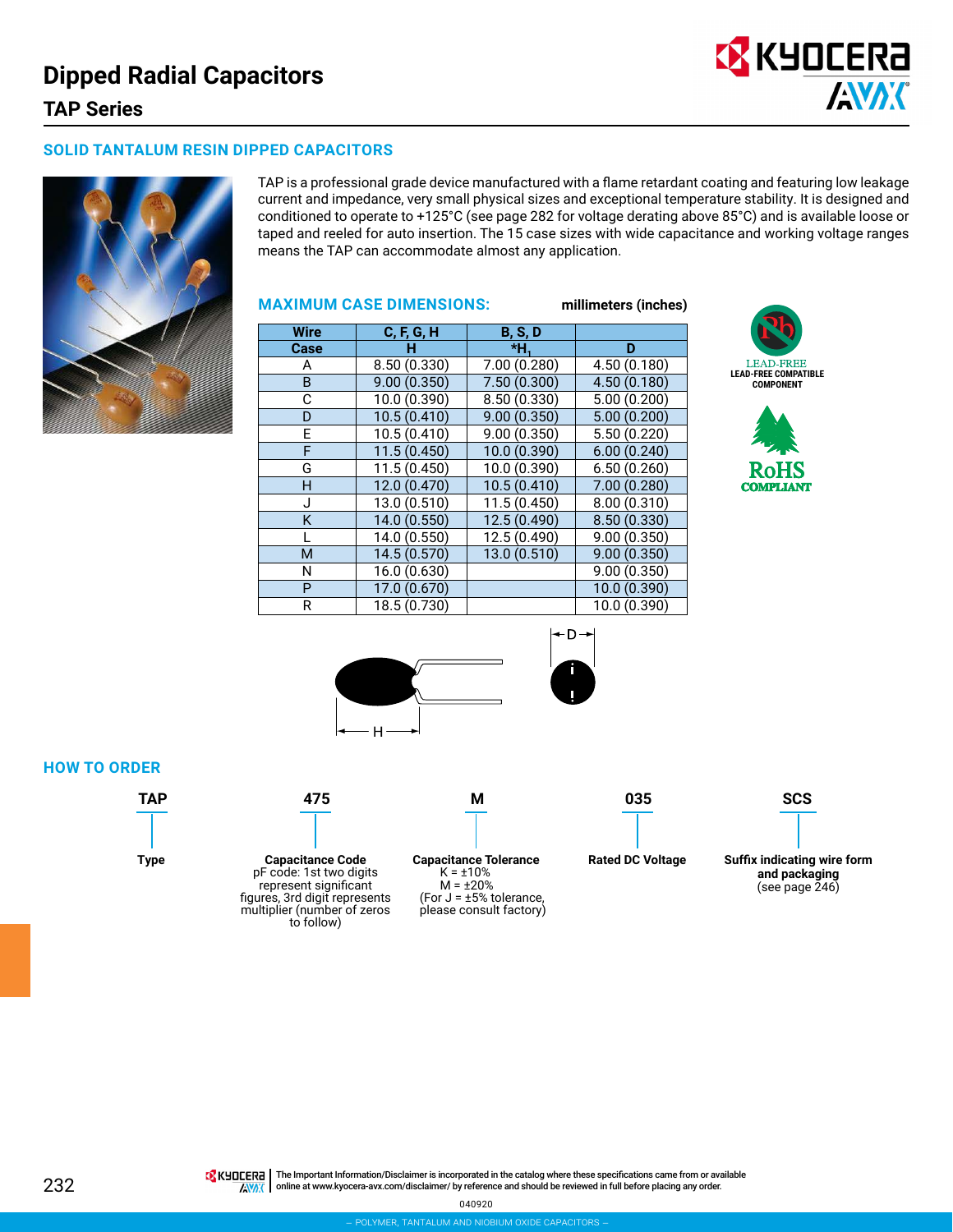# Dipped Radial Capacitors

## TAP Series

### SOLID TANTALUM RESIN DIPPED CAPACITORS

TAP is a professional grade device manufactured with a flame retardant coating and featuring low leakage current and impedance, very small physical sizes and exceptional temperature stability. It is designed and conditioned to operate to +125°C (see page 282 for voltage derating above 85°C) and is available loose or taped and reeled for auto insertion. The 15 case sizes with wide capacitance and working voltage ranges means the TAP can accommodate almost any application.

### MAXIMUM CASE DIMENSIONS:

millimeters (inches)

| Wire | C, F, G, H | B, S, D | |
|---|---|---|---|
| **Case** | **H** | **$*H_1$** | **D** |
| A | 8.50 (0.330) | 7.00 (0.280) | 4.50 (0.180) |
| B | 9.00 (0.350) | 7.50 (0.300) | 4.50 (0.180) |
| C | 10.0 (0.390) | 8.50 (0.330) | 5.00 (0.200) |
| D | 10.5 (0.410) | 9.00 (0.350) | 5.00 (0.200) |
| E | 10.5 (0.410) | 9.00 (0.350) | 5.50 (0.220) |
| F | 11.5 (0.450) | 10.0 (0.390) | 6.00 (0.240) |
| G | 11.5 (0.450) | 10.0 (0.390) | 6.50 (0.260) |
| H | 12.0 (0.470) | 10.5 (0.410) | 7.00 (0.280) |
| J | 13.0 (0.510) | 11.5 (0.450) | 8.00 (0.310) |
| K | 14.0 (0.550) | 12.5 (0.490) | 8.50 (0.330) |
| L | 14.0 (0.550) | 12.5 (0.490) | 9.00 (0.350) |
| M | 14.5 (0.570) | 13.0 (0.510) | 9.00 (0.350) |
| N | 16.0 (0.630) | | 9.00 (0.350) |
| P | 17.0 (0.670) | | 10.0 (0.390) |
| R | 18.5 (0.730) | | 10.0 (0.390) |

LEAD-FREE
LEAD-FREE COMPATIBLE COMPONENT

RoHS COMPLIANT

### HOW TO ORDER

| TAP | 475 | M | 035 | SCS |
|---|---|---|---|---|
| **Type** | **Capacitance Code** pF code: 1st two digits represent significant figures, 3rd digit represents multiplier (number of zeros to follow) | **Capacitance Tolerance** K = ±10% M = ±20% (For J = ±5% tolerance, please consult factory) | **Rated DC Voltage** | **Suffix indicating wire form and packaging** (see page 246) |

The Important Information/Disclaimer is incorporated in the catalog where these specifications came from or available online at www.kyocera-avx.com/disclaimer/ by reference and should be reviewed in full before placing any order.

040920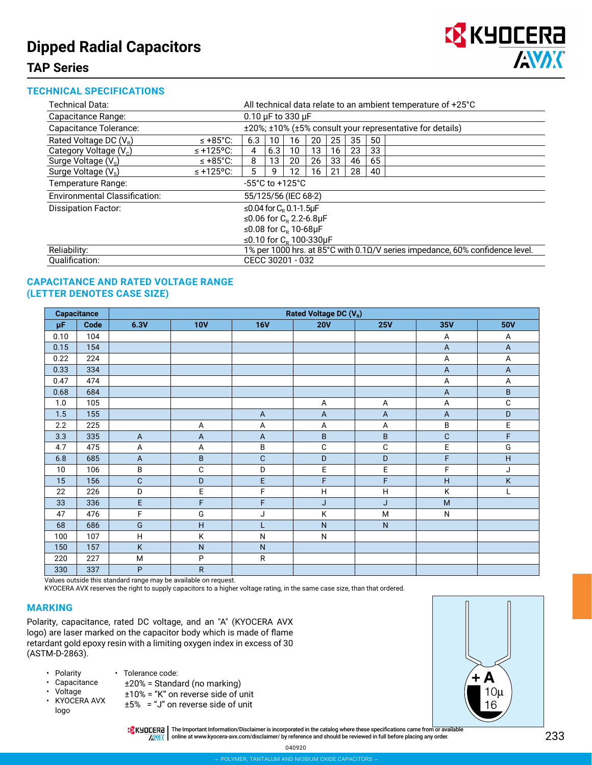# Dipped Radial Capacitors

## TAP Series

### TECHNICAL SPECIFICATIONS

| Technical Data: | | All technical data relate to an ambient temperature of +25°C | | | | | | |
|---|---|---|---|---|---|---|---|---|
| Capacitance Range: | | 0.10 μF to 330 μF | | | | | | |
| Capacitance Tolerance: | | ±20%; ±10% (±5% consult your representative for details) | | | | | | |
| Rated Voltage DC ($V_R$) | ≤ +85°C: | 6.3 | 10 | 16 | 20 | 25 | 35 | 50 |
| Category Voltage ($V_C$) | ≤ +125°C: | 4 | 6.3 | 10 | 13 | 16 | 23 | 33 |
| Surge Voltage ($V_S$) | ≤ +85°C: | 8 | 13 | 20 | 26 | 33 | 46 | 65 |
| Surge Voltage ($V_S$) | ≤ +125°C: | 5 | 9 | 12 | 16 | 21 | 28 | 40 |
| Temperature Range: | | -55°C to +125°C | | | | | | |
| Environmental Classification: | | 55/125/56 (IEC 68-2) | | | | | | |
| Dissipation Factor: | | ≤0.04 for $C_R$ 0.1-1.5μF<br>≤0.06 for $C_R$ 2.2-6.8μF<br>≤0.08 for $C_R$ 10-68μF<br>≤0.10 for $C_R$ 100-330μF | | | | | | |
| Reliability: | | 1% per 1000 hrs. at 85°C with 0.1Ω/V series impedance, 60% confidence level. | | | | | | |
| Qualification: | | CECC 30201 - 032 | | | | | | |

### CAPACITANCE AND RATED VOLTAGE RANGE (LETTER DENOTES CASE SIZE)

| Capacitance | | Rated Voltage DC ($V_R$) | | | | | | |
|---|---|---|---|---|---|---|---|---|
| μF | Code | 6.3V | 10V | 16V | 20V | 25V | 35V | 50V |
| 0.10 | 104 | | | | | | A | A |
| 0.15 | 154 | | | | | | A | A |
| 0.22 | 224 | | | | | | A | A |
| 0.33 | 334 | | | | | | A | A |
| 0.47 | 474 | | | | | | A | A |
| 0.68 | 684 | | | | | | A | B |
| 1.0 | 105 | | | | A | A | A | C |
| 1.5 | 155 | | | A | A | A | A | D |
| 2.2 | 225 | | A | A | A | A | B | E |
| 3.3 | 335 | A | A | A | B | B | C | F |
| 4.7 | 475 | A | A | B | C | C | E | G |
| 6.8 | 685 | A | B | C | D | D | F | H |
| 10 | 106 | B | C | D | E | E | F | J |
| 15 | 156 | C | D | E | F | F | H | K |
| 22 | 226 | D | E | F | H | H | K | L |
| 33 | 336 | E | F | F | J | J | M | |
| 47 | 476 | F | G | J | K | M | N | |
| 68 | 686 | G | H | L | N | N | | |
| 100 | 107 | H | K | N | N | | | |
| 150 | 157 | K | N | N | | | | |
| 220 | 227 | M | P | R | | | | |
| 330 | 337 | P | R | | | | | |

Values outside this standard range may be available on request.
KYOCERA AVX reserves the right to supply capacitors to a higher voltage rating, in the same case size, than that ordered.

### MARKING

Polarity, capacitance, rated DC voltage, and an "A" (KYOCERA AVX logo) are laser marked on the capacitor body which is made of flame retardant gold epoxy resin with a limiting oxygen index in excess of 30 (ASTM-D-2863).

- Polarity
- Capacitance
- Voltage
- KYOCERA AVX logo

- Tolerance code:
  - ±20% = Standard (no marking)
  - ±10% = "K" on reverse side of unit
  - ±5% = "J" on reverse side of unit

The Important Information/Disclaimer is incorporated in the catalog where these specifications came from or available online at www.kyocera-avx.com/disclaimer/ by reference and should be reviewed in full before placing any order.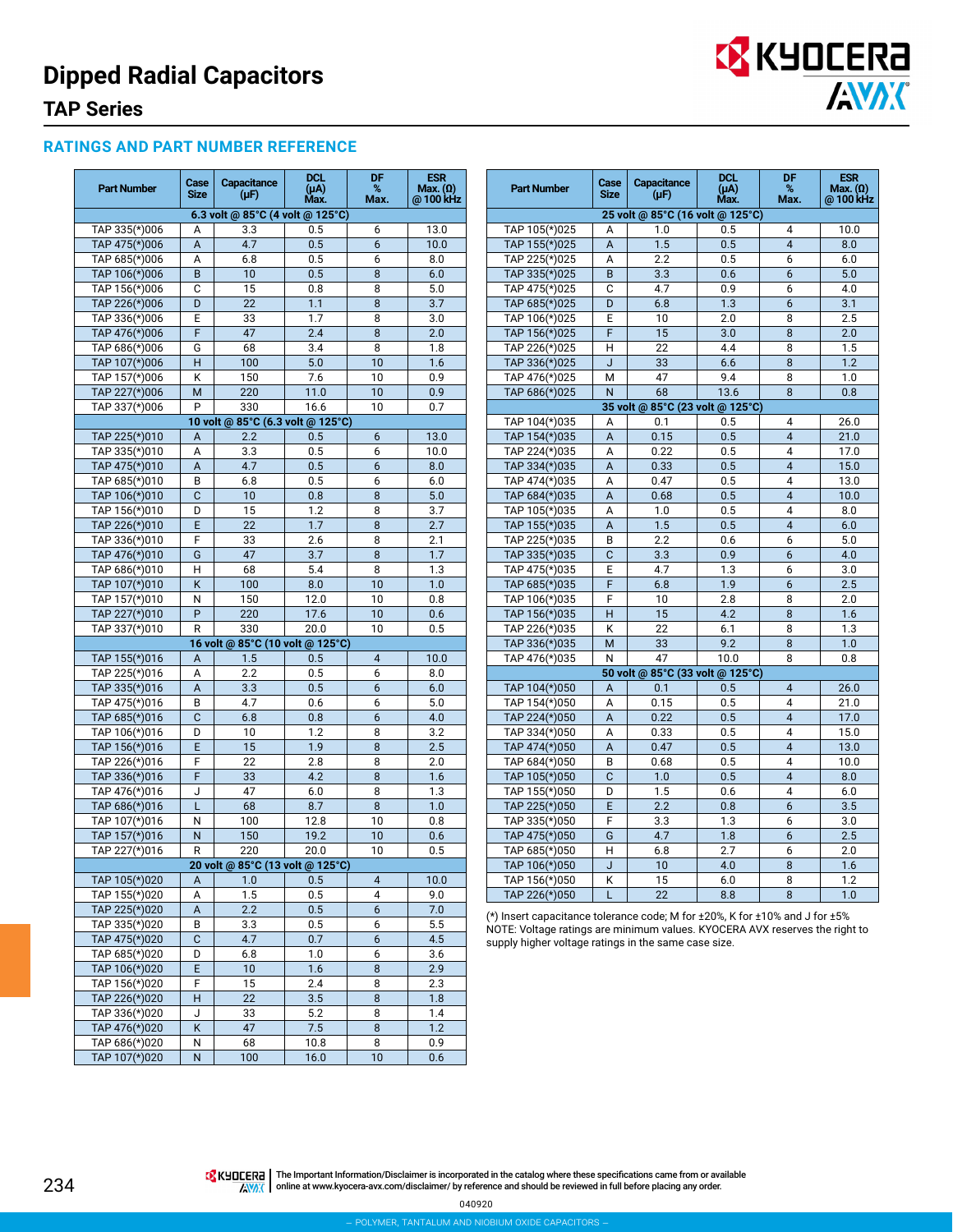# Dipped Radial Capacitors

## TAP Series

### RATINGS AND PART NUMBER REFERENCE

| Part Number | Case Size | Capacitance (µF) | DCL (µA) Max. | DF % Max. | ESR Max. (Ω) @ 100 kHz |
|---|---|---|---|---|---|
| **6.3 volt @ 85°C (4 volt @ 125°C)** | | | | | |
| TAP 335(*)006 | A | 3.3 | 0.5 | 6 | 13.0 |
| TAP 475(*)006 | A | 4.7 | 0.5 | 6 | 10.0 |
| TAP 685(*)006 | A | 6.8 | 0.5 | 6 | 8.0 |
| TAP 106(*)006 | B | 10 | 0.5 | 8 | 6.0 |
| TAP 156(*)006 | C | 15 | 0.8 | 8 | 5.0 |
| TAP 226(*)006 | D | 22 | 1.1 | 8 | 3.7 |
| TAP 336(*)006 | E | 33 | 1.7 | 8 | 3.0 |
| TAP 476(*)006 | F | 47 | 2.4 | 8 | 2.0 |
| TAP 686(*)006 | G | 68 | 3.4 | 8 | 1.8 |
| TAP 107(*)006 | H | 100 | 5.0 | 10 | 1.6 |
| TAP 157(*)006 | K | 150 | 7.6 | 10 | 0.9 |
| TAP 227(*)006 | M | 220 | 11.0 | 10 | 0.9 |
| TAP 337(*)006 | P | 330 | 16.6 | 10 | 0.7 |
| **10 volt @ 85°C (6.3 volt @ 125°C)** | | | | | |
| TAP 225(*)010 | A | 2.2 | 0.5 | 6 | 13.0 |
| TAP 335(*)010 | A | 3.3 | 0.5 | 6 | 10.0 |
| TAP 475(*)010 | A | 4.7 | 0.5 | 6 | 8.0 |
| TAP 685(*)010 | B | 6.8 | 0.5 | 6 | 6.0 |
| TAP 106(*)010 | C | 10 | 0.8 | 8 | 5.0 |
| TAP 156(*)010 | D | 15 | 1.2 | 8 | 3.7 |
| TAP 226(*)010 | E | 22 | 1.7 | 8 | 2.7 |
| TAP 336(*)010 | F | 33 | 2.6 | 8 | 2.1 |
| TAP 476(*)010 | G | 47 | 3.7 | 8 | 1.7 |
| TAP 686(*)010 | H | 68 | 5.4 | 8 | 1.3 |
| TAP 107(*)010 | K | 100 | 8.0 | 10 | 1.0 |
| TAP 157(*)010 | N | 150 | 12.0 | 10 | 0.8 |
| TAP 227(*)010 | P | 220 | 17.6 | 10 | 0.6 |
| TAP 337(*)010 | R | 330 | 20.0 | 10 | 0.5 |
| **16 volt @ 85°C (10 volt @ 125°C)** | | | | | |
| TAP 155(*)016 | A | 1.5 | 0.5 | 4 | 10.0 |
| TAP 225(*)016 | A | 2.2 | 0.5 | 6 | 8.0 |
| TAP 335(*)016 | A | 3.3 | 0.5 | 6 | 6.0 |
| TAP 475(*)016 | B | 4.7 | 0.6 | 6 | 5.0 |
| TAP 685(*)016 | C | 6.8 | 0.8 | 6 | 4.0 |
| TAP 106(*)016 | D | 10 | 1.2 | 8 | 3.2 |
| TAP 156(*)016 | E | 15 | 1.9 | 8 | 2.5 |
| TAP 226(*)016 | F | 22 | 2.8 | 8 | 2.0 |
| TAP 336(*)016 | F | 33 | 4.2 | 8 | 1.6 |
| TAP 476(*)016 | J | 47 | 6.0 | 8 | 1.3 |
| TAP 686(*)016 | L | 68 | 8.7 | 8 | 1.0 |
| TAP 107(*)016 | N | 100 | 12.8 | 10 | 0.8 |
| TAP 157(*)016 | N | 150 | 19.2 | 10 | 0.6 |
| TAP 227(*)016 | R | 220 | 20.0 | 10 | 0.5 |
| **20 volt @ 85°C (13 volt @ 125°C)** | | | | | |
| TAP 105(*)020 | A | 1.0 | 0.5 | 4 | 10.0 |
| TAP 155(*)020 | A | 1.5 | 0.5 | 4 | 9.0 |
| TAP 225(*)020 | A | 2.2 | 0.5 | 6 | 7.0 |
| TAP 335(*)020 | B | 3.3 | 0.5 | 6 | 5.5 |
| TAP 475(*)020 | C | 4.7 | 0.7 | 6 | 4.5 |
| TAP 685(*)020 | D | 6.8 | 1.0 | 6 | 3.6 |
| TAP 106(*)020 | E | 10 | 1.6 | 8 | 2.9 |
| TAP 156(*)020 | F | 15 | 2.4 | 8 | 2.3 |
| TAP 226(*)020 | H | 22 | 3.5 | 8 | 1.8 |
| TAP 336(*)020 | J | 33 | 5.2 | 8 | 1.4 |
| TAP 476(*)020 | K | 47 | 7.5 | 8 | 1.2 |
| TAP 686(*)020 | N | 68 | 10.8 | 8 | 0.9 |
| TAP 107(*)020 | N | 100 | 16.0 | 10 | 0.6 |

| Part Number | Case Size | Capacitance (µF) | DCL (µA) Max. | DF % Max. | ESR Max. (Ω) @ 100 kHz |
|---|---|---|---|---|---|
| **25 volt @ 85°C (16 volt @ 125°C)** | | | | | |
| TAP 105(*)025 | A | 1.0 | 0.5 | 4 | 10.0 |
| TAP 155(*)025 | A | 1.5 | 0.5 | 4 | 8.0 |
| TAP 225(*)025 | A | 2.2 | 0.5 | 6 | 6.0 |
| TAP 335(*)025 | B | 3.3 | 0.6 | 6 | 5.0 |
| TAP 475(*)025 | C | 4.7 | 0.9 | 6 | 4.0 |
| TAP 685(*)025 | D | 6.8 | 1.3 | 6 | 3.1 |
| TAP 106(*)025 | E | 10 | 2.0 | 8 | 2.5 |
| TAP 156(*)025 | F | 15 | 3.0 | 8 | 2.0 |
| TAP 226(*)025 | H | 22 | 4.4 | 8 | 1.5 |
| TAP 336(*)025 | J | 33 | 6.6 | 8 | 1.2 |
| TAP 476(*)025 | M | 47 | 9.4 | 8 | 1.0 |
| TAP 686(*)025 | N | 68 | 13.6 | 8 | 0.8 |
| **35 volt @ 85°C (23 volt @ 125°C)** | | | | | |
| TAP 104(*)035 | A | 0.1 | 0.5 | 4 | 26.0 |
| TAP 154(*)035 | A | 0.15 | 0.5 | 4 | 21.0 |
| TAP 224(*)035 | A | 0.22 | 0.5 | 4 | 17.0 |
| TAP 334(*)035 | A | 0.33 | 0.5 | 4 | 15.0 |
| TAP 474(*)035 | A | 0.47 | 0.5 | 4 | 13.0 |
| TAP 684(*)035 | A | 0.68 | 0.5 | 4 | 10.0 |
| TAP 105(*)035 | A | 1.0 | 0.5 | 4 | 8.0 |
| TAP 155(*)035 | A | 1.5 | 0.5 | 4 | 6.0 |
| TAP 225(*)035 | B | 2.2 | 0.6 | 6 | 5.0 |
| TAP 335(*)035 | C | 3.3 | 0.9 | 6 | 4.0 |
| TAP 475(*)035 | E | 4.7 | 1.3 | 6 | 3.0 |
| TAP 685(*)035 | F | 6.8 | 1.9 | 6 | 2.5 |
| TAP 106(*)035 | F | 10 | 2.8 | 8 | 2.0 |
| TAP 156(*)035 | H | 15 | 4.2 | 8 | 1.6 |
| TAP 226(*)035 | K | 22 | 6.1 | 8 | 1.3 |
| TAP 336(*)035 | M | 33 | 9.2 | 8 | 1.0 |
| TAP 476(*)035 | N | 47 | 10.0 | 8 | 0.8 |
| **50 volt @ 85°C (33 volt @ 125°C)** | | | | | |
| TAP 104(*)050 | A | 0.1 | 0.5 | 4 | 26.0 |
| TAP 154(*)050 | A | 0.15 | 0.5 | 4 | 21.0 |
| TAP 224(*)050 | A | 0.22 | 0.5 | 4 | 17.0 |
| TAP 334(*)050 | A | 0.33 | 0.5 | 4 | 15.0 |
| TAP 474(*)050 | A | 0.47 | 0.5 | 4 | 13.0 |
| TAP 684(*)050 | B | 0.68 | 0.5 | 4 | 10.0 |
| TAP 105(*)050 | C | 1.0 | 0.5 | 4 | 8.0 |
| TAP 155(*)050 | D | 1.5 | 0.6 | 4 | 6.0 |
| TAP 225(*)050 | E | 2.2 | 0.8 | 6 | 3.5 |
| TAP 335(*)050 | F | 3.3 | 1.3 | 6 | 3.0 |
| TAP 475(*)050 | G | 4.7 | 1.8 | 6 | 2.5 |
| TAP 685(*)050 | H | 6.8 | 2.7 | 6 | 2.0 |
| TAP 106(*)050 | J | 10 | 4.0 | 8 | 1.6 |
| TAP 156(*)050 | K | 15 | 6.0 | 8 | 1.2 |
| TAP 226(*)050 | L | 22 | 8.8 | 8 | 1.0 |

(*) Insert capacitance tolerance code; M for ±20%, K for ±10% and J for ±5%
NOTE: Voltage ratings are minimum values. KYOCERA AVX reserves the right to supply higher voltage ratings in the same case size.

The Important Information/Disclaimer is incorporated in the catalog where these specifications came from or available online at www.kyocera-avx.com/disclaimer/ by reference and should be reviewed in full before placing any order.

040920